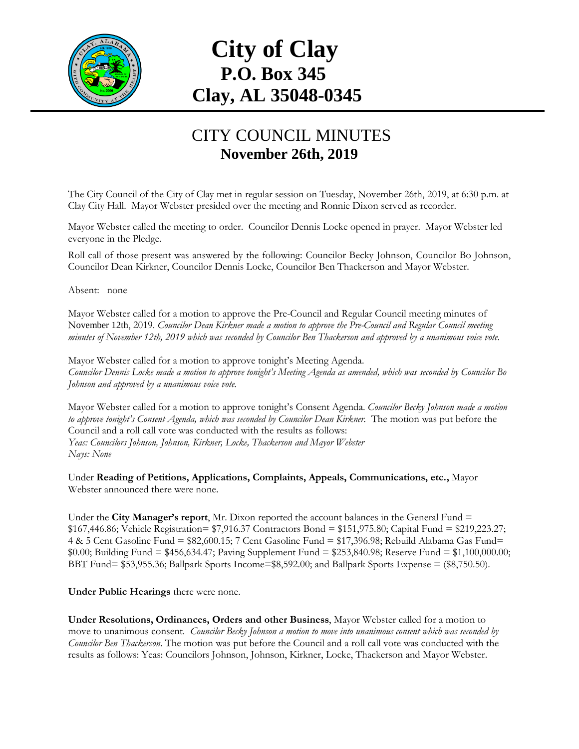# City of Clay
## P.O. Box 345
## Clay, AL 35048-0345

## CITY COUNCIL MINUTES
### November 26th, 2019

The City Council of the City of Clay met in regular session on Tuesday, November 26th, 2019, at 6:30 p.m. at Clay City Hall. Mayor Webster presided over the meeting and Ronnie Dixon served as recorder.

Mayor Webster called the meeting to order. Councilor Dennis Locke opened in prayer. Mayor Webster led everyone in the Pledge.

Roll call of those present was answered by the following: Councilor Becky Johnson, Councilor Bo Johnson, Councilor Dean Kirkner, Councilor Dennis Locke, Councilor Ben Thackerson and Mayor Webster.

Absent: none

Mayor Webster called for a motion to approve the Pre-Council and Regular Council meeting minutes of November 12th, 2019. *Councilor Dean Kirkner made a motion to approve the Pre-Council and Regular Council meeting minutes of November 12th, 2019 which was seconded by Councilor Ben Thackerson and approved by a unanimous voice vote.*

Mayor Webster called for a motion to approve tonight's Meeting Agenda.
*Councilor Dennis Locke made a motion to approve tonight's Meeting Agenda as amended, which was seconded by Councilor Bo Johnson and approved by a unanimous voice vote.*

Mayor Webster called for a motion to approve tonight's Consent Agenda. *Councilor Becky Johnson made a motion to approve tonight's Consent Agenda, which was seconded by Councilor Dean Kirkner.* The motion was put before the Council and a roll call vote was conducted with the results as follows:
*Yeas: Councilors Johnson, Johnson, Kirkner, Locke, Thackerson and Mayor Webster*
*Nays: None*

Under **Reading of Petitions, Applications, Complaints, Appeals, Communications, etc.,** Mayor Webster announced there were none.

Under the **City Manager's report**, Mr. Dixon reported the account balances in the General Fund = $167,446.86; Vehicle Registration= $7,916.37 Contractors Bond = $151,975.80; Capital Fund = $219,223.27; 4 & 5 Cent Gasoline Fund = $82,600.15; 7 Cent Gasoline Fund = $17,396.98; Rebuild Alabama Gas Fund= $0.00; Building Fund = $456,634.47; Paving Supplement Fund = $253,840.98; Reserve Fund = $1,100,000.00; BBT Fund= $53,955.36; Ballpark Sports Income=$8,592.00; and Ballpark Sports Expense = ($8,750.50).

**Under Public Hearings** there were none.

**Under Resolutions, Ordinances, Orders and other Business**, Mayor Webster called for a motion to move to unanimous consent. *Councilor Becky Johnson a motion to move into unanimous consent which was seconded by Councilor Ben Thackerson.* The motion was put before the Council and a roll call vote was conducted with the results as follows: Yeas: Councilors Johnson, Johnson, Kirkner, Locke, Thackerson and Mayor Webster.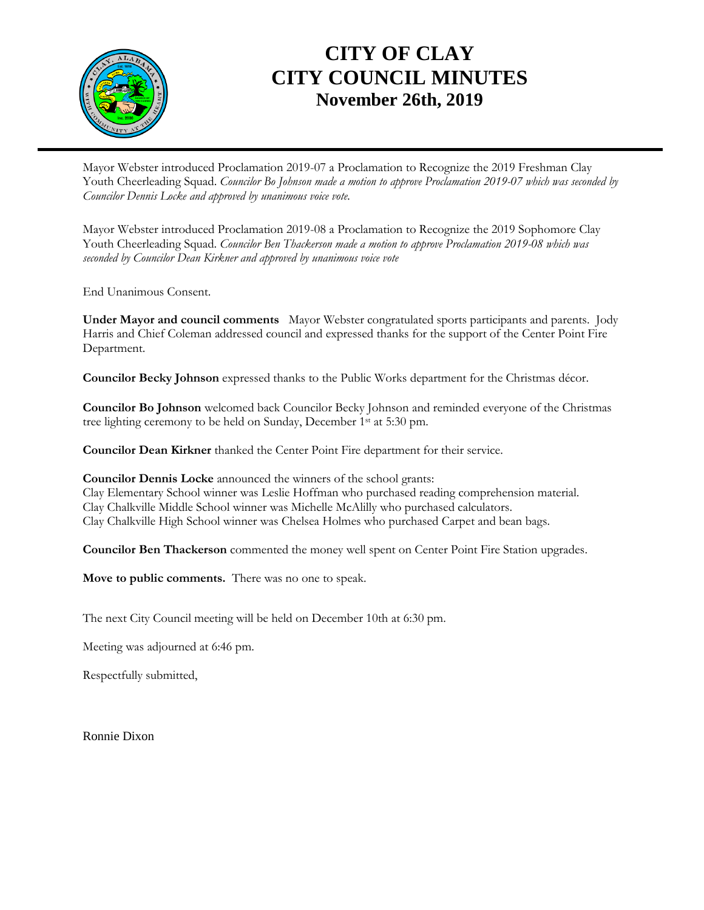# CITY OF CLAY
# CITY COUNCIL MINUTES
## November 26th, 2019

Mayor Webster introduced Proclamation 2019-07 a Proclamation to Recognize the 2019 Freshman Clay Youth Cheerleading Squad. *Councilor Bo Johnson made a motion to approve Proclamation 2019-07 which was seconded by Councilor Dennis Locke and approved by unanimous voice vote.*

Mayor Webster introduced Proclamation 2019-08 a Proclamation to Recognize the 2019 Sophomore Clay Youth Cheerleading Squad. *Councilor Ben Thackerson made a motion to approve Proclamation 2019-08 which was seconded by Councilor Dean Kirkner and approved by unanimous voice vote*

End Unanimous Consent.

**Under Mayor and council comments** Mayor Webster congratulated sports participants and parents. Jody Harris and Chief Coleman addressed council and expressed thanks for the support of the Center Point Fire Department.

**Councilor Becky Johnson** expressed thanks to the Public Works department for the Christmas décor.

**Councilor Bo Johnson** welcomed back Councilor Becky Johnson and reminded everyone of the Christmas tree lighting ceremony to be held on Sunday, December 1st at 5:30 pm.

**Councilor Dean Kirkner** thanked the Center Point Fire department for their service.

**Councilor Dennis Locke** announced the winners of the school grants:
Clay Elementary School winner was Leslie Hoffman who purchased reading comprehension material.
Clay Chalkville Middle School winner was Michelle McAlilly who purchased calculators.
Clay Chalkville High School winner was Chelsea Holmes who purchased Carpet and bean bags.

**Councilor Ben Thackerson** commented the money well spent on Center Point Fire Station upgrades.

**Move to public comments.** There was no one to speak.

The next City Council meeting will be held on December 10th at 6:30 pm.

Meeting was adjourned at 6:46 pm.

Respectfully submitted,

Ronnie Dixon